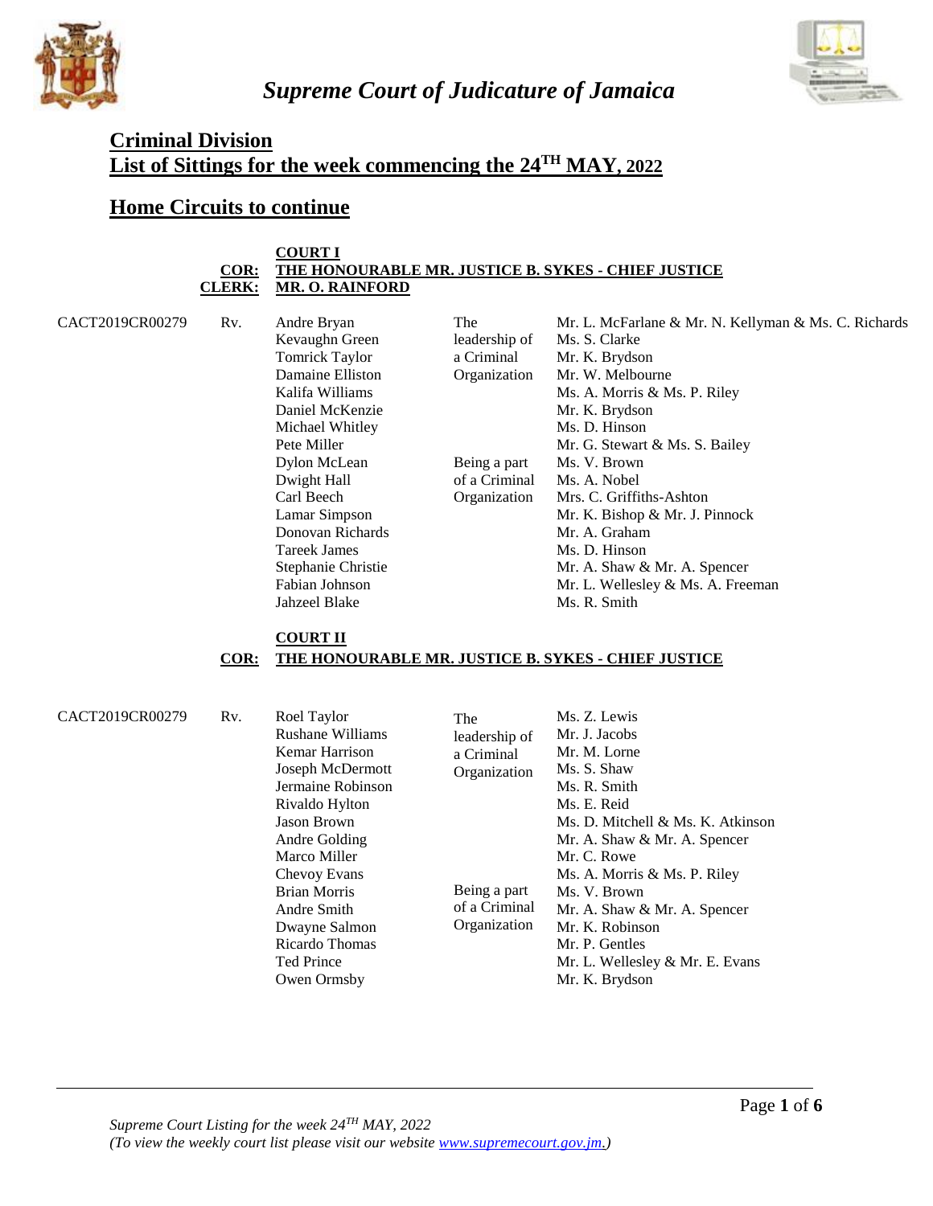# *Supreme Court of Judicature of Jamaica*

## Criminal Division
## List of Sittings for the week commencing the 24TH MAY, 2022

## Home Circuits to continue

**COURT I**
**COR:** **THE HONOURABLE MR. JUSTICE B. SYKES - CHIEF JUSTICE**
**CLERK:** **MR. O. RAINFORD**

| Case No. | | Accused | Offence | Attorney(s) |
|---|---|---|---|---|
| CACT2019CR00279 | Rv. | Andre Bryan | The leadership of a Criminal Organization | Mr. L. McFarlane & Mr. N. Kellyman & Ms. C. Richards |
| | | Kevaughn Green | | Ms. S. Clarke |
| | | Tomrick Taylor | | Mr. K. Brydson |
| | | Damaine Elliston | | Mr. W. Melbourne |
| | | Kalifa Williams | | Ms. A. Morris & Ms. P. Riley |
| | | Daniel McKenzie | | Mr. K. Brydson |
| | | Michael Whitley | | Ms. D. Hinson |
| | | Pete Miller | | Mr. G. Stewart & Ms. S. Bailey |
| | | Dylon McLean | Being a part of a Criminal Organization | Ms. V. Brown |
| | | Dwight Hall | | Ms. A. Nobel |
| | | Carl Beech | | Mrs. C. Griffiths-Ashton |
| | | Lamar Simpson | | Mr. K. Bishop & Mr. J. Pinnock |
| | | Donovan Richards | | Mr. A. Graham |
| | | Tareek James | | Ms. D. Hinson |
| | | Stephanie Christie | | Mr. A. Shaw & Mr. A. Spencer |
| | | Fabian Johnson | | Mr. L. Wellesley & Ms. A. Freeman |
| | | Jahzeel Blake | | Ms. R. Smith |

**COURT II**
**COR:** **THE HONOURABLE MR. JUSTICE B. SYKES - CHIEF JUSTICE**

| Case No. | | Accused | Offence | Attorney(s) |
|---|---|---|---|---|
| CACT2019CR00279 | Rv. | Roel Taylor | The leadership of a Criminal Organization | Ms. Z. Lewis |
| | | Rushane Williams | | Mr. J. Jacobs |
| | | Kemar Harrison | | Mr. M. Lorne |
| | | Joseph McDermott | | Ms. S. Shaw |
| | | Jermaine Robinson | | Ms. R. Smith |
| | | Rivaldo Hylton | | Ms. E. Reid |
| | | Jason Brown | | Ms. D. Mitchell & Ms. K. Atkinson |
| | | Andre Golding | | Mr. A. Shaw & Mr. A. Spencer |
| | | Marco Miller | | Mr. C. Rowe |
| | | Chevoy Evans | | Ms. A. Morris & Ms. P. Riley |
| | | Brian Morris | Being a part of a Criminal Organization | Ms. V. Brown |
| | | Andre Smith | | Mr. A. Shaw & Mr. A. Spencer |
| | | Dwayne Salmon | | Mr. K. Robinson |
| | | Ricardo Thomas | | Mr. P. Gentles |
| | | Ted Prince | | Mr. L. Wellesley & Mr. E. Evans |
| | | Owen Ormsby | | Mr. K. Brydson |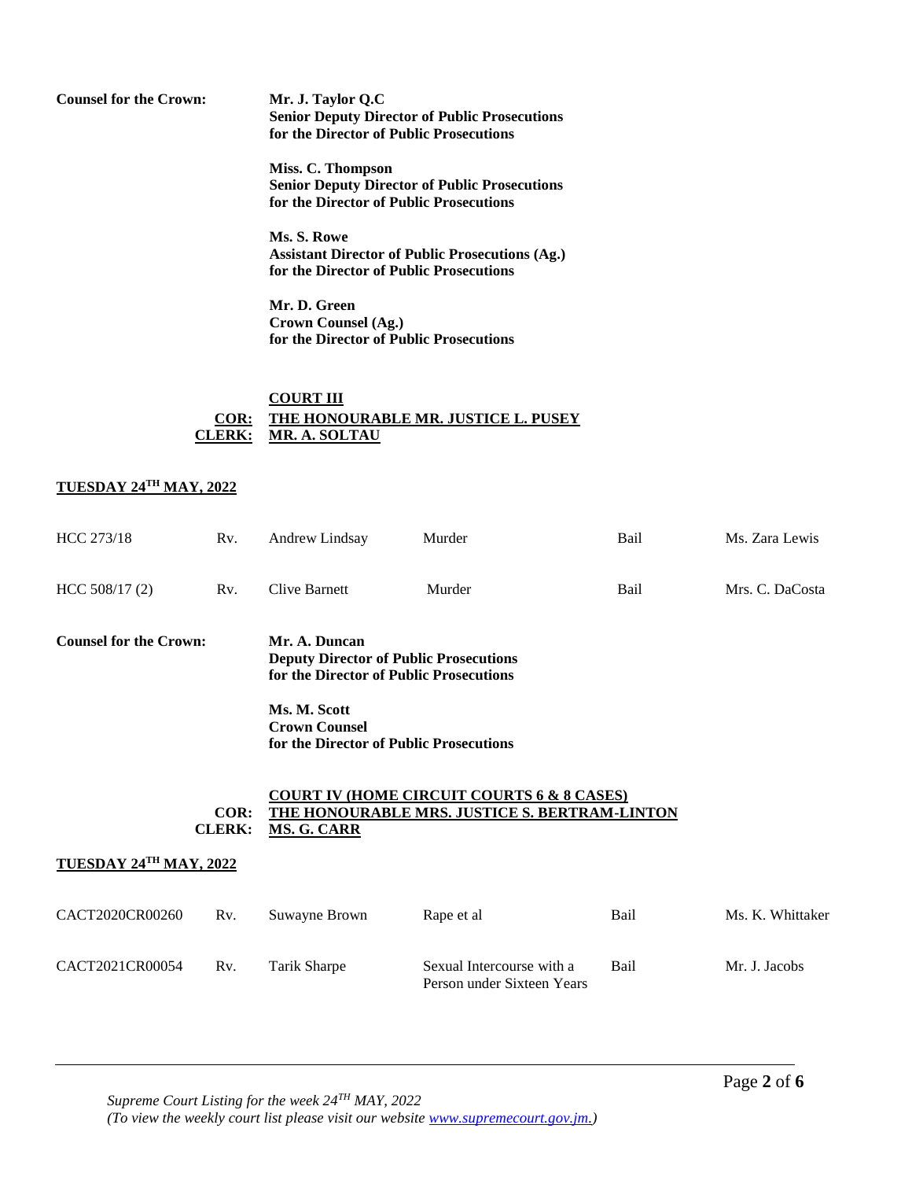**Counsel for the Crown:**

**Mr. J. Taylor Q.C**
**Senior Deputy Director of Public Prosecutions**
**for the Director of Public Prosecutions**

**Miss. C. Thompson**
**Senior Deputy Director of Public Prosecutions**
**for the Director of Public Prosecutions**

**Ms. S. Rowe**
**Assistant Director of Public Prosecutions (Ag.)**
**for the Director of Public Prosecutions**

**Mr. D. Green**
**Crown Counsel (Ag.)**
**for the Director of Public Prosecutions**

## COURT III

**COR:** **THE HONOURABLE MR. JUSTICE L. PUSEY**
**CLERK:** **MR. A. SOLTAU**

**TUESDAY 24TH MAY, 2022**

| | | | | | |
|---|---|---|---|---|---|
| HCC 273/18 | Rv. | Andrew Lindsay | Murder | Bail | Ms. Zara Lewis |
| HCC 508/17 (2) | Rv. | Clive Barnett | Murder | Bail | Mrs. C. DaCosta |

**Counsel for the Crown:**

**Mr. A. Duncan**
**Deputy Director of Public Prosecutions**
**for the Director of Public Prosecutions**

**Ms. M. Scott**
**Crown Counsel**
**for the Director of Public Prosecutions**

## COURT IV (HOME CIRCUIT COURTS 6 & 8 CASES)

**COR:** **THE HONOURABLE MRS. JUSTICE S. BERTRAM-LINTON**
**CLERK:** **MS. G. CARR**

**TUESDAY 24TH MAY, 2022**

| | | | | | |
|---|---|---|---|---|---|
| CACT2020CR00260 | Rv. | Suwayne Brown | Rape et al | Bail | Ms. K. Whittaker |
| CACT2021CR00054 | Rv. | Tarik Sharpe | Sexual Intercourse with a Person under Sixteen Years | Bail | Mr. J. Jacobs |

*Supreme Court Listing for the week 24TH MAY, 2022*
*(To view the weekly court list please visit our website www.supremecourt.gov.jm.)*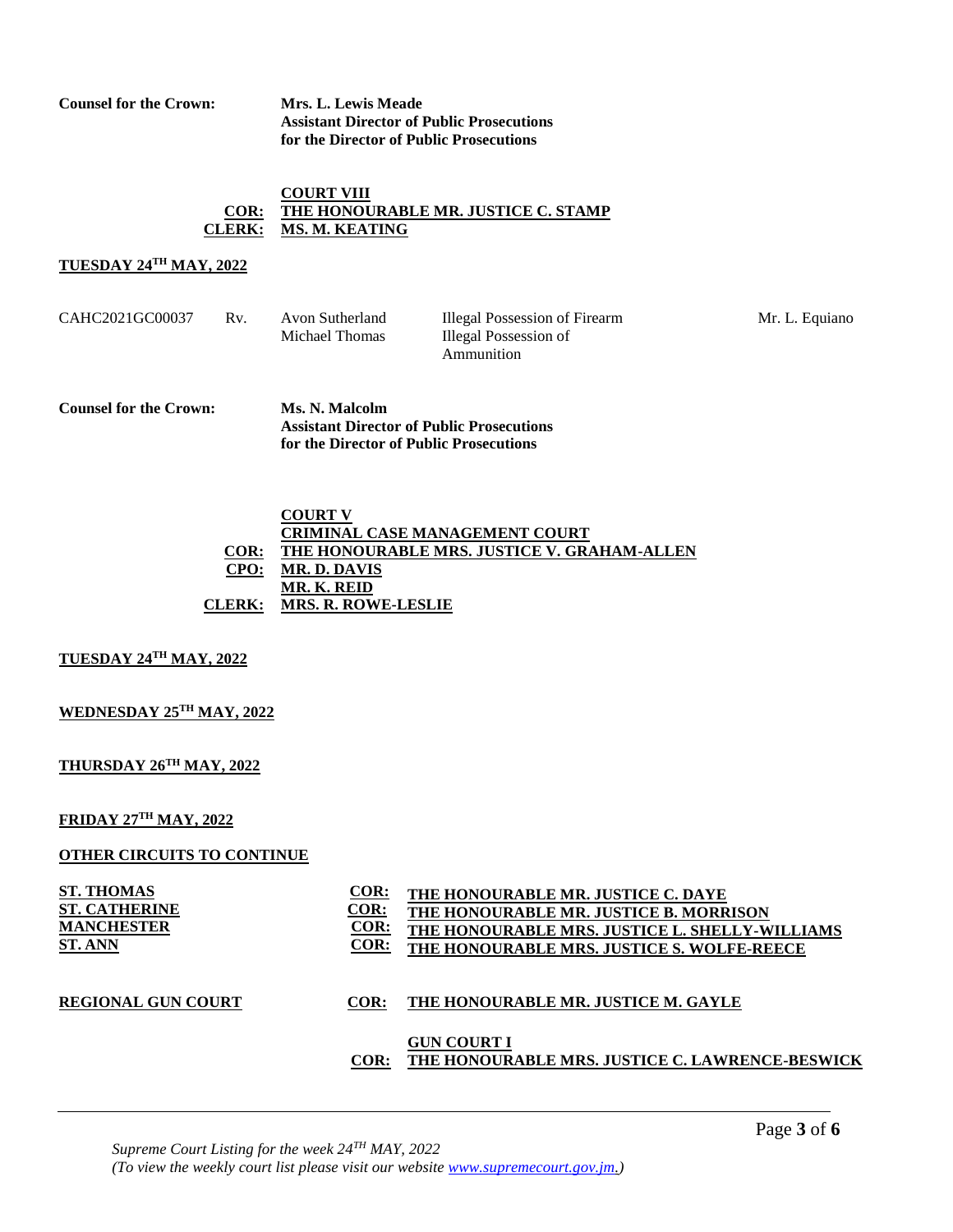**Counsel for the Crown:** **Mrs. L. Lewis Meade**
**Assistant Director of Public Prosecutions**
**for the Director of Public Prosecutions**

**COURT VIII**

**COR: THE HONOURABLE MR. JUSTICE C. STAMP**

**CLERK: MS. M. KEATING**

**TUESDAY 24TH MAY, 2022**

| | | | | |
|---|---|---|---|---|
| CAHC2021GC00037 | Rv. | Avon Sutherland<br>Michael Thomas | Illegal Possession of Firearm<br>Illegal Possession of Ammunition | Mr. L. Equiano |

**Counsel for the Crown:** **Ms. N. Malcolm**
**Assistant Director of Public Prosecutions**
**for the Director of Public Prosecutions**

**COURT V**

**CRIMINAL CASE MANAGEMENT COURT**

**COR: THE HONOURABLE MRS. JUSTICE V. GRAHAM-ALLEN**

**CPO: MR. D. DAVIS**
**MR. K. REID**

**CLERK: MRS. R. ROWE-LESLIE**

**TUESDAY 24TH MAY, 2022**

**WEDNESDAY 25TH MAY, 2022**

**THURSDAY 26TH MAY, 2022**

**FRIDAY 27TH MAY, 2022**

**OTHER CIRCUITS TO CONTINUE**

| | | |
|---|---|---|
| **ST. THOMAS** | **COR:** | **THE HONOURABLE MR. JUSTICE C. DAYE** |
| **ST. CATHERINE** | **COR:** | **THE HONOURABLE MR. JUSTICE B. MORRISON** |
| **MANCHESTER** | **COR:** | **THE HONOURABLE MRS. JUSTICE L. SHELLY-WILLIAMS** |
| **ST. ANN** | **COR:** | **THE HONOURABLE MRS. JUSTICE S. WOLFE-REECE** |

| | | |
|---|---|---|
| **REGIONAL GUN COURT** | **COR:** | **THE HONOURABLE MR. JUSTICE M. GAYLE** |

**GUN COURT I**

**COR: THE HONOURABLE MRS. JUSTICE C. LAWRENCE-BESWICK**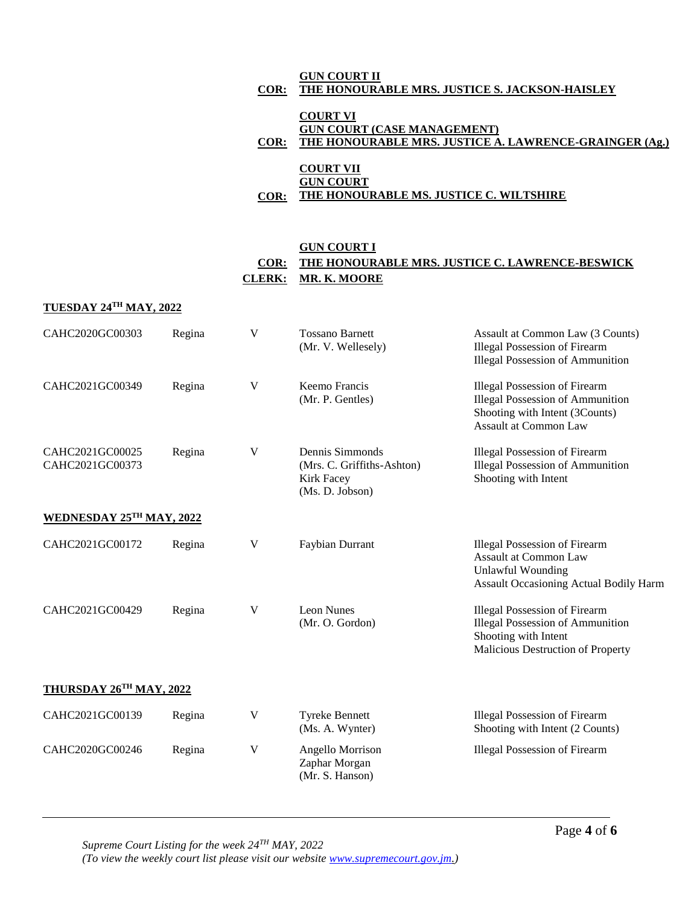**GUN COURT II**
**COR: THE HONOURABLE MRS. JUSTICE S. JACKSON-HAISLEY**

**COURT VI**
**GUN COURT (CASE MANAGEMENT)**
**COR: THE HONOURABLE MRS. JUSTICE A. LAWRENCE-GRAINGER (Ag.)**

**COURT VII**
**GUN COURT**
**COR: THE HONOURABLE MS. JUSTICE C. WILTSHIRE**

**GUN COURT I**
**COR: THE HONOURABLE MRS. JUSTICE C. LAWRENCE-BESWICK**
**CLERK: MR. K. MOORE**

**TUESDAY 24TH MAY, 2022**

| | | | | |
|---|---|---|---|---|
| CAHC2020GC00303 | Regina | V | Tossano Barnett<br>(Mr. V. Wellesely) | Assault at Common Law (3 Counts)<br>Illegal Possession of Firearm<br>Illegal Possession of Ammunition |
| CAHC2021GC00349 | Regina | V | Keemo Francis<br>(Mr. P. Gentles) | Illegal Possession of Firearm<br>Illegal Possession of Ammunition<br>Shooting with Intent (3Counts)<br>Assault at Common Law |
| CAHC2021GC00025<br>CAHC2021GC00373 | Regina | V | Dennis Simmonds<br>(Mrs. C. Griffiths-Ashton)<br>Kirk Facey<br>(Ms. D. Jobson) | Illegal Possession of Firearm<br>Illegal Possession of Ammunition<br>Shooting with Intent |

**WEDNESDAY 25TH MAY, 2022**

| | | | | |
|---|---|---|---|---|
| CAHC2021GC00172 | Regina | V | Faybian Durrant | Illegal Possession of Firearm<br>Assault at Common Law<br>Unlawful Wounding<br>Assault Occasioning Actual Bodily Harm |
| CAHC2021GC00429 | Regina | V | Leon Nunes<br>(Mr. O. Gordon) | Illegal Possession of Firearm<br>Illegal Possession of Ammunition<br>Shooting with Intent<br>Malicious Destruction of Property |

**THURSDAY 26TH MAY, 2022**

| | | | | |
|---|---|---|---|---|
| CAHC2021GC00139 | Regina | V | Tyreke Bennett<br>(Ms. A. Wynter) | Illegal Possession of Firearm<br>Shooting with Intent (2 Counts) |
| CAHC2020GC00246 | Regina | V | Angello Morrison<br>Zaphar Morgan<br>(Mr. S. Hanson) | Illegal Possession of Firearm |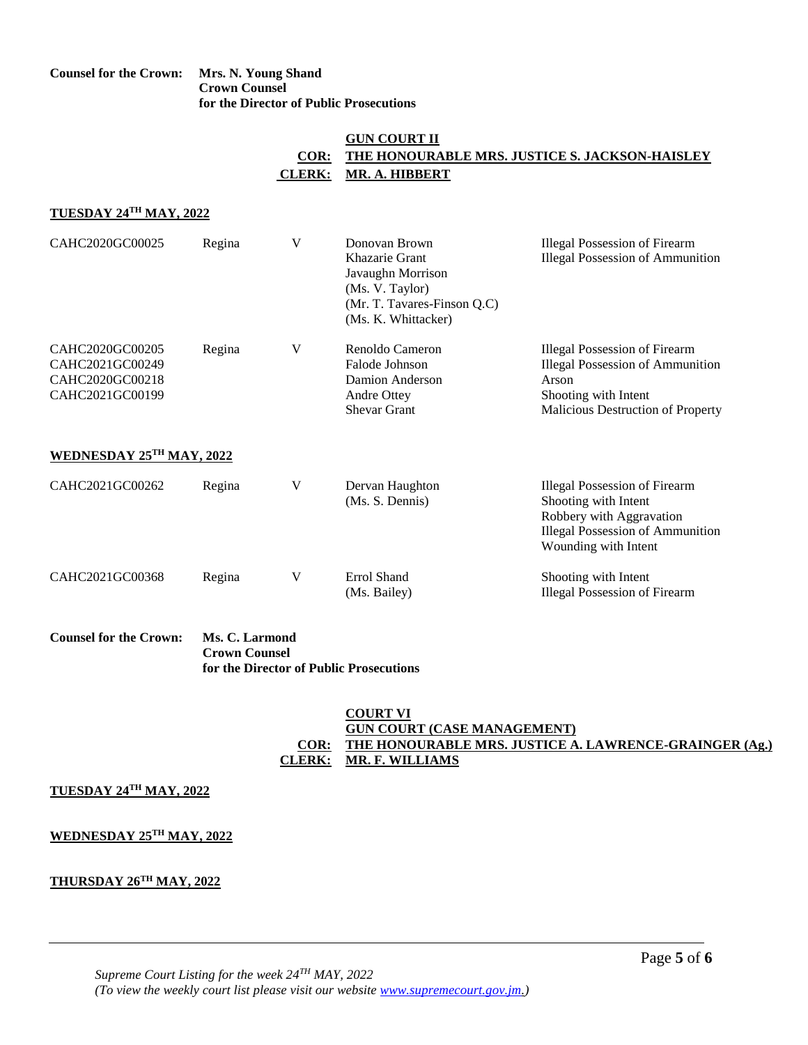**Counel for the Crown:** **Mrs. N. Young Shand**
**Crown Counsel**
**for the Director of Public Prosecutions**

**GUN COURT II**

**COR: THE HONOURABLE MRS. JUSTICE S. JACKSON-HAISLEY**

**CLERK: MR. A. HIBBERT**

**TUESDAY 24TH MAY, 2022**

| | | | | |
|---|---|---|---|---|
| CAHC2020GC00025 | Regina | V | Donovan Brown<br>Khazarie Grant<br>Javaughn Morrison<br>(Ms. V. Taylor)<br>(Mr. T. Tavares-Finson Q.C)<br>(Ms. K. Whittacker) | Illegal Possession of Firearm<br>Illegal Possession of Ammunition |
| CAHC2020GC00205<br>CAHC2021GC00249<br>CAHC2020GC00218<br>CAHC2021GC00199 | Regina | V | Renoldo Cameron<br>Falode Johnson<br>Damion Anderson<br>Andre Ottey<br>Shevar Grant | Illegal Possession of Firearm<br>Illegal Possession of Ammunition<br>Arson<br>Shooting with Intent<br>Malicious Destruction of Property |

**WEDNESDAY 25TH MAY, 2022**

| | | | | |
|---|---|---|---|---|
| CAHC2021GC00262 | Regina | V | Dervan Haughton<br>(Ms. S. Dennis) | Illegal Possession of Firearm<br>Shooting with Intent<br>Robbery with Aggravation<br>Illegal Possession of Ammunition<br>Wounding with Intent |
| CAHC2021GC00368 | Regina | V | Errol Shand<br>(Ms. Bailey) | Shooting with Intent<br>Illegal Possession of Firearm |

**Counsel for the Crown:** **Ms. C. Larmond**
**Crown Counsel**
**for the Director of Public Prosecutions**

**COURT VI**

**GUN COURT (CASE MANAGEMENT)**

**COR: THE HONOURABLE MRS. JUSTICE A. LAWRENCE-GRAINGER (Ag.)**

**CLERK: MR. F. WILLIAMS**

**TUESDAY 24TH MAY, 2022**

**WEDNESDAY 25TH MAY, 2022**

**THURSDAY 26TH MAY, 2022**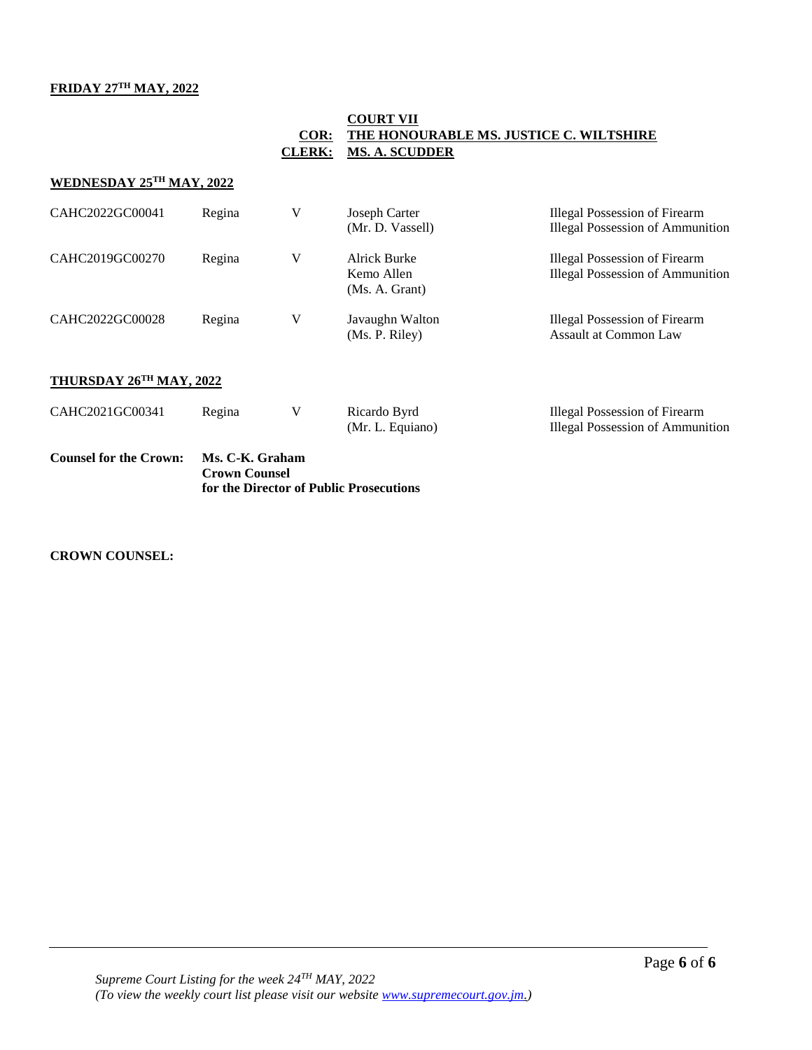**FRIDAY 27TH MAY, 2022**

**COURT VII**

**COR: THE HONOURABLE MS. JUSTICE C. WILTSHIRE**

**CLERK: MS. A. SCUDDER**

**WEDNESDAY 25TH MAY, 2022**

| | | | | |
|---|---|---|---|---|
| CAHC2022GC00041 | Regina | V | Joseph Carter<br>(Mr. D. Vassell) | Illegal Possession of Firearm<br>Illegal Possession of Ammunition |
| CAHC2019GC00270 | Regina | V | Alrick Burke<br>Kemo Allen<br>(Ms. A. Grant) | Illegal Possession of Firearm<br>Illegal Possession of Ammunition |
| CAHC2022GC00028 | Regina | V | Javaughn Walton<br>(Ms. P. Riley) | Illegal Possession of Firearm<br>Assault at Common Law |

**THURSDAY 26TH MAY, 2022**

| | | | | |
|---|---|---|---|---|
| CAHC2021GC00341 | Regina | V | Ricardo Byrd<br>(Mr. L. Equiano) | Illegal Possession of Firearm<br>Illegal Possession of Ammunition |

**Counsel for the Crown:** **Ms. C-K. Graham**
**Crown Counsel**
**for the Director of Public Prosecutions**

**CROWN COUNSEL:**

*Supreme Court Listing for the week 24TH MAY, 2022*
*(To view the weekly court list please visit our website www.supremecourt.gov.jm.)*